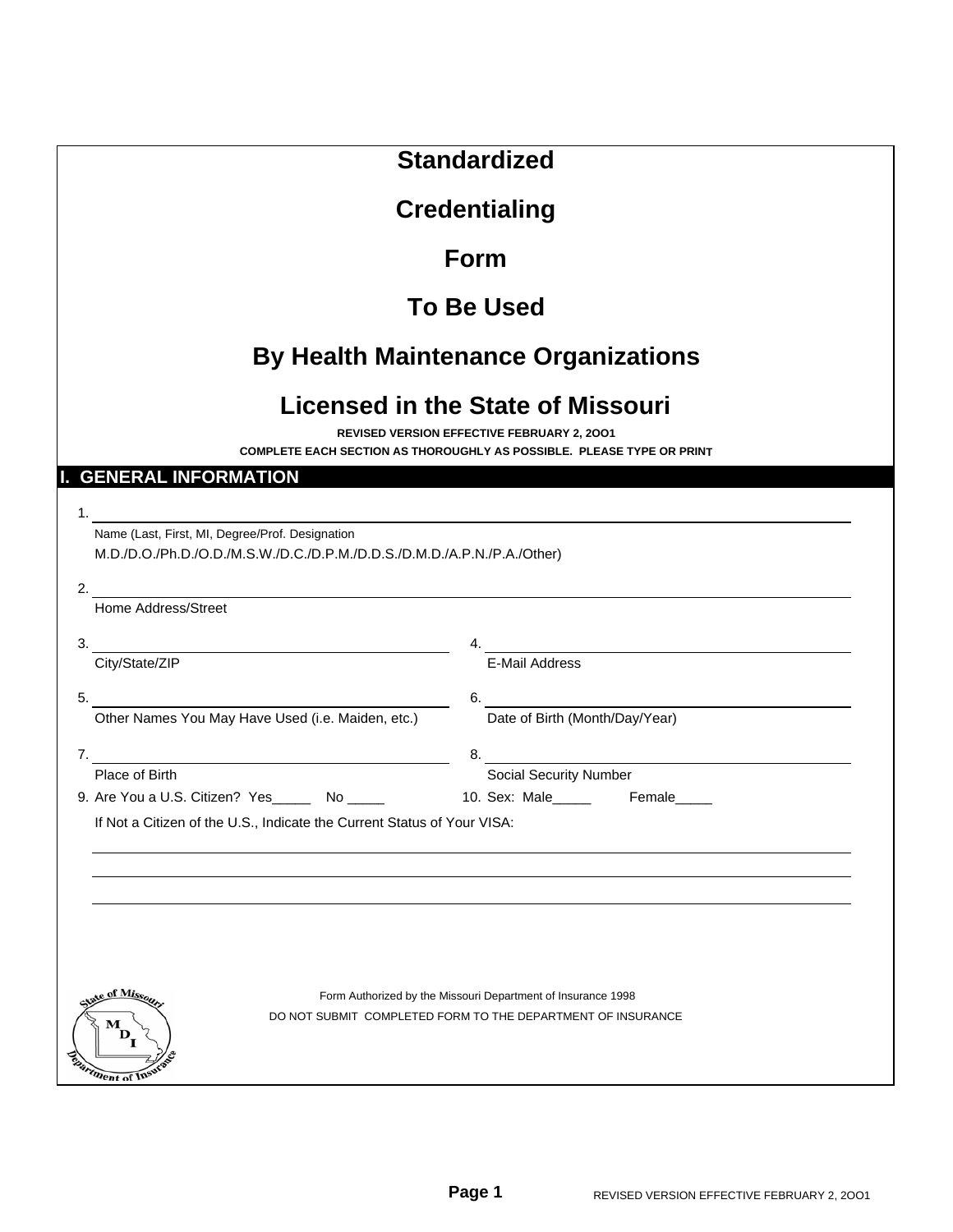# Standardized

# Credentialing

# Form

# To Be Used

# By Health Maintenance Organizations

# Licensed in the State of Missouri

**REVISED VERSION EFFECTIVE FEBRUARY 2, 2OO1**

**COMPLETE EACH SECTION AS THOROUGHLY AS POSSIBLE. PLEASE TYPE OR PRINT**

## I. GENERAL INFORMATION

1. ______________________________________________
Name (Last, First, MI, Degree/Prof. Designation
M.D./D.O./Ph.D./O.D./M.S.W./D.C./D.P.M./D.D.S./D.M.D./A.P.N./P.A./Other)

2. ______________________________________________
Home Address/Street

3. ______________________
City/State/ZIP

4. ______________________
E-Mail Address

5. ______________________
Other Names You May Have Used (i.e. Maiden, etc.)

6. ______________________
Date of Birth (Month/Day/Year)

7. ______________________
Place of Birth

8. ______________________
Social Security Number

9. Are You a U.S. Citizen? Yes_____ No _____

10. Sex: Male_____ Female_____

If Not a Citizen of the U.S., Indicate the Current Status of Your VISA:

______________________________________________

______________________________________________

______________________________________________

Form Authorized by the Missouri Department of Insurance 1998

DO NOT SUBMIT COMPLETED FORM TO THE DEPARTMENT OF INSURANCE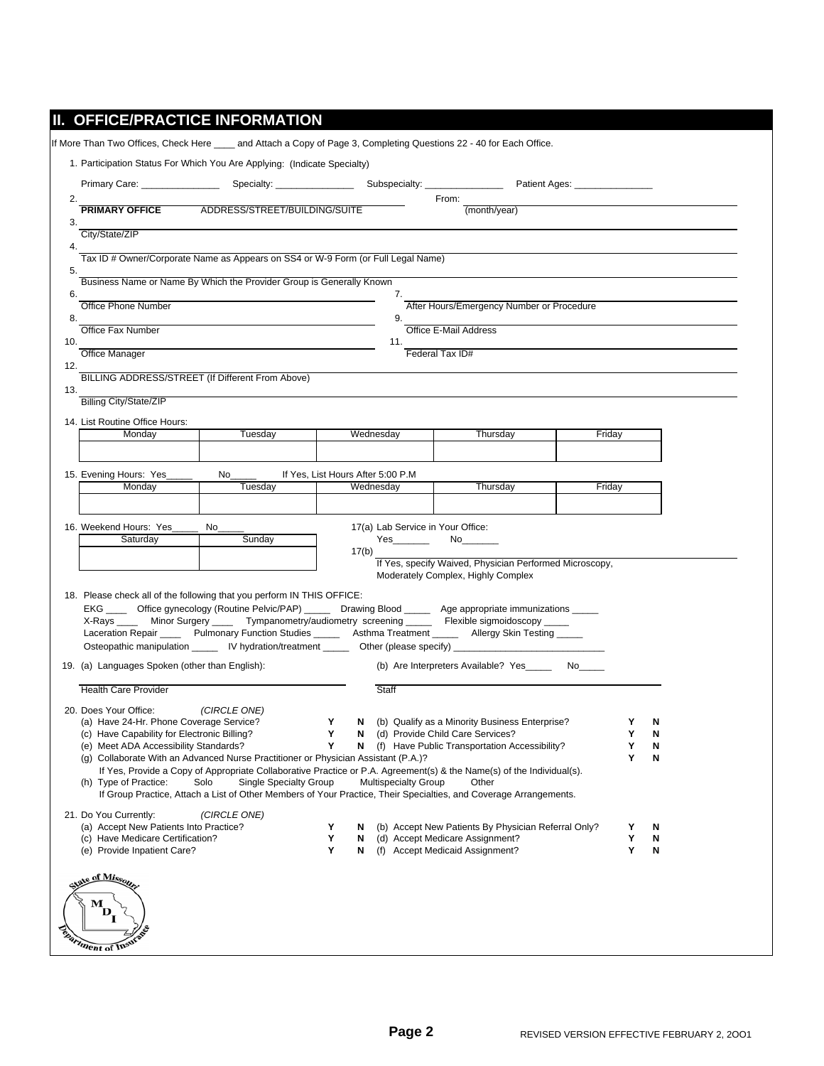## II. OFFICE/PRACTICE INFORMATION

If More Than Two Offices, Check Here ____ and Attach a Copy of Page 3, Completing Questions 22 - 40 for Each Office.

1. Participation Status For Which You Are Applying: (Indicate Specialty)

   Primary Care: _______________ Specialty: _______________ Subspecialty: _______________ Patient Ages: _______________

2. ______________________________ From: ______________
   **PRIMARY OFFICE** ADDRESS/STREET/BUILDING/SUITE (month/year)

3. ______________________________
   City/State/ZIP

4. ______________________________
   Tax ID # Owner/Corporate Name as Appears on SS4 or W-9 Form (or Full Legal Name)

5. ______________________________
   Business Name or Name By Which the Provider Group is Generally Known

6. ______________________________ 7. ______________________________
   Office Phone Number After Hours/Emergency Number or Procedure

8. ______________________________ 9. ______________________________
   Office Fax Number Office E-Mail Address

10. ______________________________ 11. ______________________________
    Office Manager Federal Tax ID#

12. ______________________________
    BILLING ADDRESS/STREET (If Different From Above)

13. ______________________________
    Billing City/State/ZIP

14. List Routine Office Hours:

| Monday | Tuesday | Wednesday | Thursday | Friday |
|---|---|---|---|---|
| | | | | |

15. Evening Hours: Yes_____ No_____ If Yes, List Hours After 5:00 P.M

| Monday | Tuesday | Wednesday | Thursday | Friday |
|---|---|---|---|---|
| | | | | |

16. Weekend Hours: Yes_____ No_____

| Saturday | Sunday |
|---|---|
| | |

17(a) Lab Service in Your Office:
Yes_______ No_______

17(b) ______________________________
If Yes, specify Waived, Physician Performed Microscopy, Moderately Complex, Highly Complex

18. Please check all of the following that you perform IN THIS OFFICE:

EKG ____ Office gynecology (Routine Pelvic/PAP) _____ Drawing Blood _____ Age appropriate immunizations _____
X-Rays ____ Minor Surgery ____ Tympanometry/audiometry screening _____ Flexible sigmoidoscopy _____
Laceration Repair ____ Pulmonary Function Studies _____ Asthma Treatment _____ Allergy Skin Testing _____
Osteopathic manipulation _____ IV hydration/treatment _____ Other (please specify) ______________________________

19. (a) Languages Spoken (other than English): (b) Are Interpreters Available? Yes_____ No_____

______________________________ ______________________________
Health Care Provider Staff

20. Does Your Office: *(CIRCLE ONE)*

| | | | | | |
|---|---|---|---|---|---|
| (a) Have 24-Hr. Phone Coverage Service? | Y | N | (b) Qualify as a Minority Business Enterprise? | Y | N |
| (c) Have Capability for Electronic Billing? | Y | N | (d) Provide Child Care Services? | Y | N |
| (e) Meet ADA Accessibility Standards? | Y | N | (f) Have Public Transportation Accessibility? | Y | N |
| (g) Collaborate With an Advanced Nurse Practitioner or Physician Assistant (P.A.)? | | | | Y | N |

If Yes, Provide a Copy of Appropriate Collaborative Practice or P.A. Agreement(s) & the Name(s) of the Individual(s).

(h) Type of Practice: Solo Single Specialty Group Multispecialty Group Other

If Group Practice, Attach a List of Other Members of Your Practice, Their Specialties, and Coverage Arrangements.

21. Do You Currently: *(CIRCLE ONE)*

| | | | | | |
|---|---|---|---|---|---|
| (a) Accept New Patients Into Practice? | Y | N | (b) Accept New Patients By Physician Referral Only? | Y | N |
| (c) Have Medicare Certification? | Y | N | (d) Accept Medicare Assignment? | Y | N |
| (e) Provide Inpatient Care? | Y | N | (f) Accept Medicaid Assignment? | Y | N |

State of Missouri MDI Department of Insurance

REVISED VERSION EFFECTIVE FEBRUARY 2, 2OO1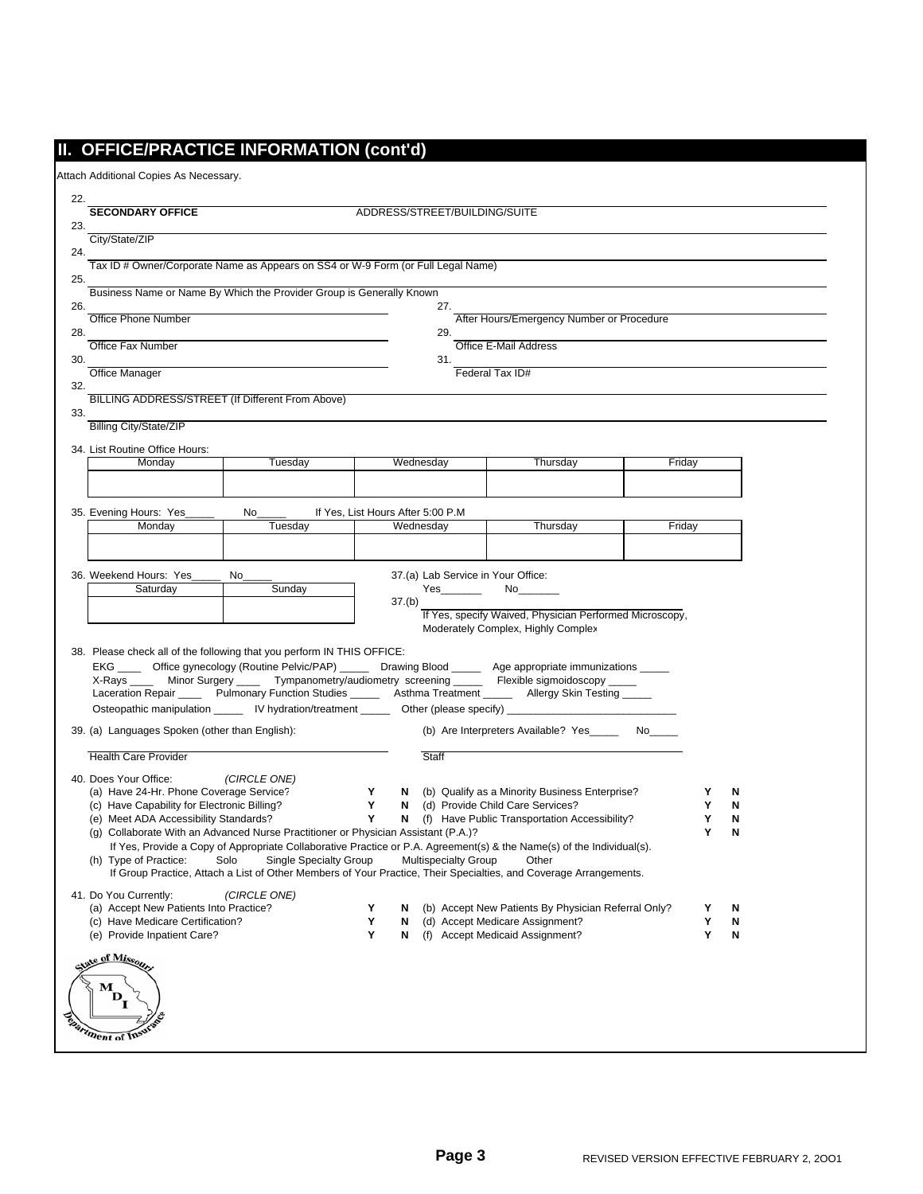## II. OFFICE/PRACTICE INFORMATION (cont'd)

Attach Additional Copies As Necessary.

22. ______________________________________________
**SECONDARY OFFICE** ADDRESS/STREET/BUILDING/SUITE

23. ______________________________________________
City/State/ZIP

24. ______________________________________________
Tax ID # Owner/Corporate Name as Appears on SS4 or W-9 Form (or Full Legal Name)

25. ______________________________________________
Business Name or Name By Which the Provider Group is Generally Known

26. ______________________ 27. ______________________
Office Phone Number — After Hours/Emergency Number or Procedure

28. ______________________ 29. ______________________
Office Fax Number — Office E-Mail Address

30. ______________________ 31. ______________________
Office Manager — Federal Tax ID#

32. ______________________________________________
BILLING ADDRESS/STREET (If Different From Above)

33. ______________________________________________
Billing City/State/ZIP

34. List Routine Office Hours:

| Monday | Tuesday | Wednesday | Thursday | Friday |
|---|---|---|---|---|
| | | | | |

35. Evening Hours: Yes_____ No_____ If Yes, List Hours After 5:00 P.M

| Monday | Tuesday | Wednesday | Thursday | Friday |
|---|---|---|---|---|
| | | | | |

36. Weekend Hours: Yes_____ No_____

| Saturday | Sunday |
|---|---|
| | |

37.(a) Lab Service in Your Office: Yes_______ No_______

37.(b) ______________________
If Yes, specify Waived, Physician Performed Microscopy, Moderately Complex, Highly Complex

38. Please check all of the following that you perform IN THIS OFFICE:

EKG ____ Office gynecology (Routine Pelvic/PAP) _____ Drawing Blood _____ Age appropriate immunizations _____
X-Rays ____ Minor Surgery ____ Tympanometry/audiometry screening _____ Flexible sigmoidoscopy _____
Laceration Repair ____ Pulmonary Function Studies _____ Asthma Treatment _____ Allergy Skin Testing _____
Osteopathic manipulation _____ IV hydration/treatment _____ Other (please specify) ____________________________

39. (a) Languages Spoken (other than English): (b) Are Interpreters Available? Yes_____ No_____

______________________ ______________________
Health Care Provider — Staff

40. Does Your Office: *(CIRCLE ONE)*

(a) Have 24-Hr. Phone Coverage Service? Y N
(b) Qualify as a Minority Business Enterprise? Y N
(c) Have Capability for Electronic Billing? Y N
(d) Provide Child Care Services? Y N
(e) Meet ADA Accessibility Standards? Y N
(f) Have Public Transportation Accessibility? Y N
(g) Collaborate With an Advanced Nurse Practitioner or Physician Assistant (P.A.)? Y N
If Yes, Provide a Copy of Appropriate Collaborative Practice or P.A. Agreement(s) & the Name(s) of the Individual(s).
(h) Type of Practice: Solo Single Specialty Group Multispecialty Group Other
If Group Practice, Attach a List of Other Members of Your Practice, Their Specialties, and Coverage Arrangements.

41. Do You Currently: *(CIRCLE ONE)*

(a) Accept New Patients Into Practice? Y N
(b) Accept New Patients By Physician Referral Only? Y N
(c) Have Medicare Certification? Y N
(d) Accept Medicare Assignment? Y N
(e) Provide Inpatient Care? Y N
(f) Accept Medicaid Assignment? Y N

State of Missouri — MDI — Department of Insurance

REVISED VERSION EFFECTIVE FEBRUARY 2, 2OO1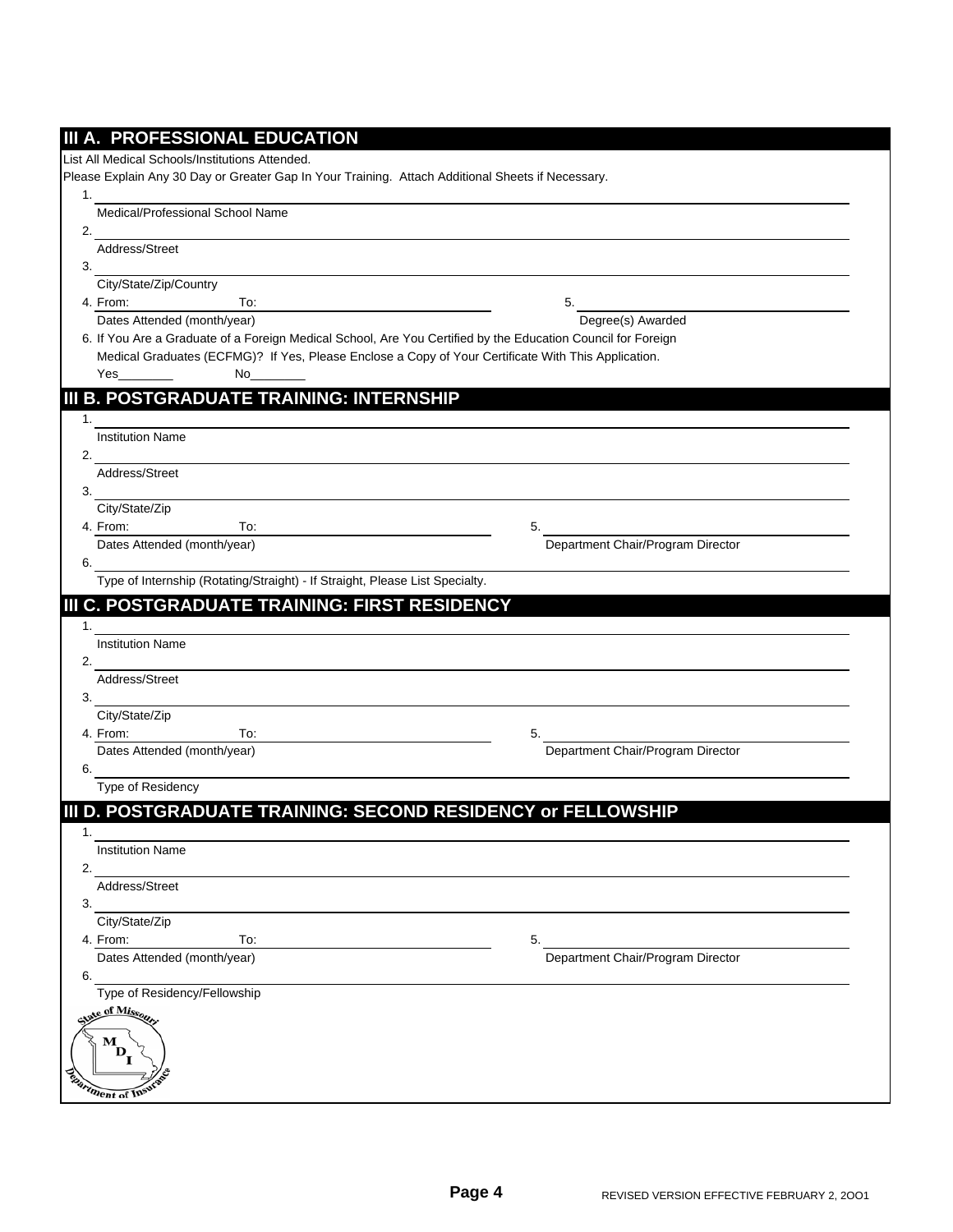## III A. PROFESSIONAL EDUCATION

List All Medical Schools/Institutions Attended.

Please Explain Any 30 Day or Greater Gap In Your Training. Attach Additional Sheets if Necessary.

1. ______________________________
   Medical/Professional School Name
2. ______________________________
   Address/Street
3. ______________________________
   City/State/Zip/Country
4. From: __________ To: __________ 5. ______________________________
   Dates Attended (month/year) Degree(s) Awarded
6. If You Are a Graduate of a Foreign Medical School, Are You Certified by the Education Council for Foreign Medical Graduates (ECFMG)? If Yes, Please Enclose a Copy of Your Certificate With This Application.
   Yes________ No________

## III B. POSTGRADUATE TRAINING: INTERNSHIP

1. ______________________________
   Institution Name
2. ______________________________
   Address/Street
3. ______________________________
   City/State/Zip
4. From: __________ To: __________ 5. ______________________________
   Dates Attended (month/year) Department Chair/Program Director
6. ______________________________
   Type of Internship (Rotating/Straight) - If Straight, Please List Specialty.

## III C. POSTGRADUATE TRAINING: FIRST RESIDENCY

1. ______________________________
   Institution Name
2. ______________________________
   Address/Street
3. ______________________________
   City/State/Zip
4. From: __________ To: __________ 5. ______________________________
   Dates Attended (month/year) Department Chair/Program Director
6. ______________________________
   Type of Residency

## III D. POSTGRADUATE TRAINING: SECOND RESIDENCY or FELLOWSHIP

1. ______________________________
   Institution Name
2. ______________________________
   Address/Street
3. ______________________________
   City/State/Zip
4. From: __________ To: __________ 5. ______________________________
   Dates Attended (month/year) Department Chair/Program Director
6. ______________________________
   Type of Residency/Fellowship

State of Missouri MDI Department of Insurance

REVISED VERSION EFFECTIVE FEBRUARY 2, 2OO1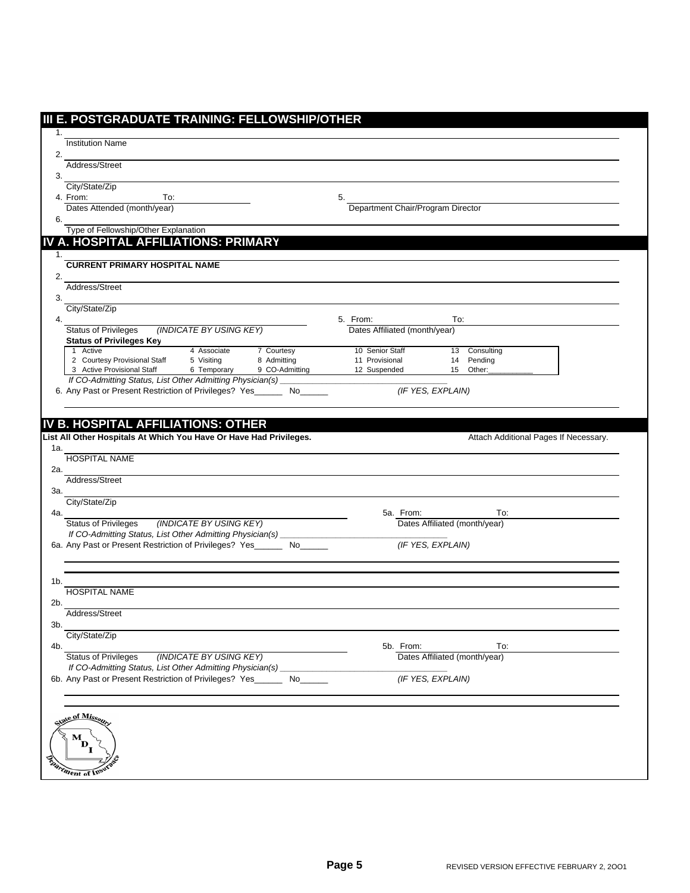## III E. POSTGRADUATE TRAINING: FELLOWSHIP/OTHER

1. ______________________________
   Institution Name
2. ______________________________
   Address/Street
3. ______________________________
   City/State/Zip
4. From: __________ To: __________
   Dates Attended (month/year)
5. ______________________________
   Department Chair/Program Director
6. ______________________________
   Type of Fellowship/Other Explanation

## IV A. HOSPITAL AFFILIATIONS: PRIMARY

1. ______________________________
   **CURRENT PRIMARY HOSPITAL NAME**
2. ______________________________
   Address/Street
3. ______________________________
   City/State/Zip
4. ______________________________
   Status of Privileges *(INDICATE BY USING KEY)*
5. From: __________ To: __________
   Dates Affiliated (month/year)

**Status of Privileges Key**

| | | | | |
|---|---|---|---|---|
| 1 Active | 4 Associate | 7 Courtesy | 10 Senior Staff | 13 Consulting |
| 2 Courtesy Provisional Staff | 5 Visiting | 8 Admitting | 11 Provisional | 14 Pending |
| 3 Active Provisional Staff | 6 Temporary | 9 CO-Admitting | 12 Suspended | 15 Other:__________ |

*If CO-Admitting Status, List Other Admitting Physician(s)* ______________________________

6. Any Past or Present Restriction of Privileges? Yes______ No______ *(IF YES, EXPLAIN)*

______________________________

## IV B. HOSPITAL AFFILIATIONS: OTHER

**List All Other Hospitals At Which You Have Or Have Had Privileges.** Attach Additional Pages If Necessary.

1a. ______________________________
    HOSPITAL NAME
2a. ______________________________
    Address/Street
3a. ______________________________
    City/State/Zip
4a. ______________________________
    Status of Privileges *(INDICATE BY USING KEY)*
5a. From: __________ To: __________
    Dates Affiliated (month/year)

*If CO-Admitting Status, List Other Admitting Physician(s)* ______________________________

6a. Any Past or Present Restriction of Privileges? Yes______ No______ *(IF YES, EXPLAIN)*

______________________________

______________________________

1b. ______________________________
    HOSPITAL NAME
2b. ______________________________
    Address/Street
3b. ______________________________
    City/State/Zip
4b. ______________________________
    Status of Privileges *(INDICATE BY USING KEY)*
5b. From: __________ To: __________
    Dates Affiliated (month/year)

*If CO-Admitting Status, List Other Admitting Physician(s)* ______________________________

6b. Any Past or Present Restriction of Privileges? Yes______ No______ *(IF YES, EXPLAIN)*

______________________________

______________________________

State of Missouri Department of Insurance

REVISED VERSION EFFECTIVE FEBRUARY 2, 2OO1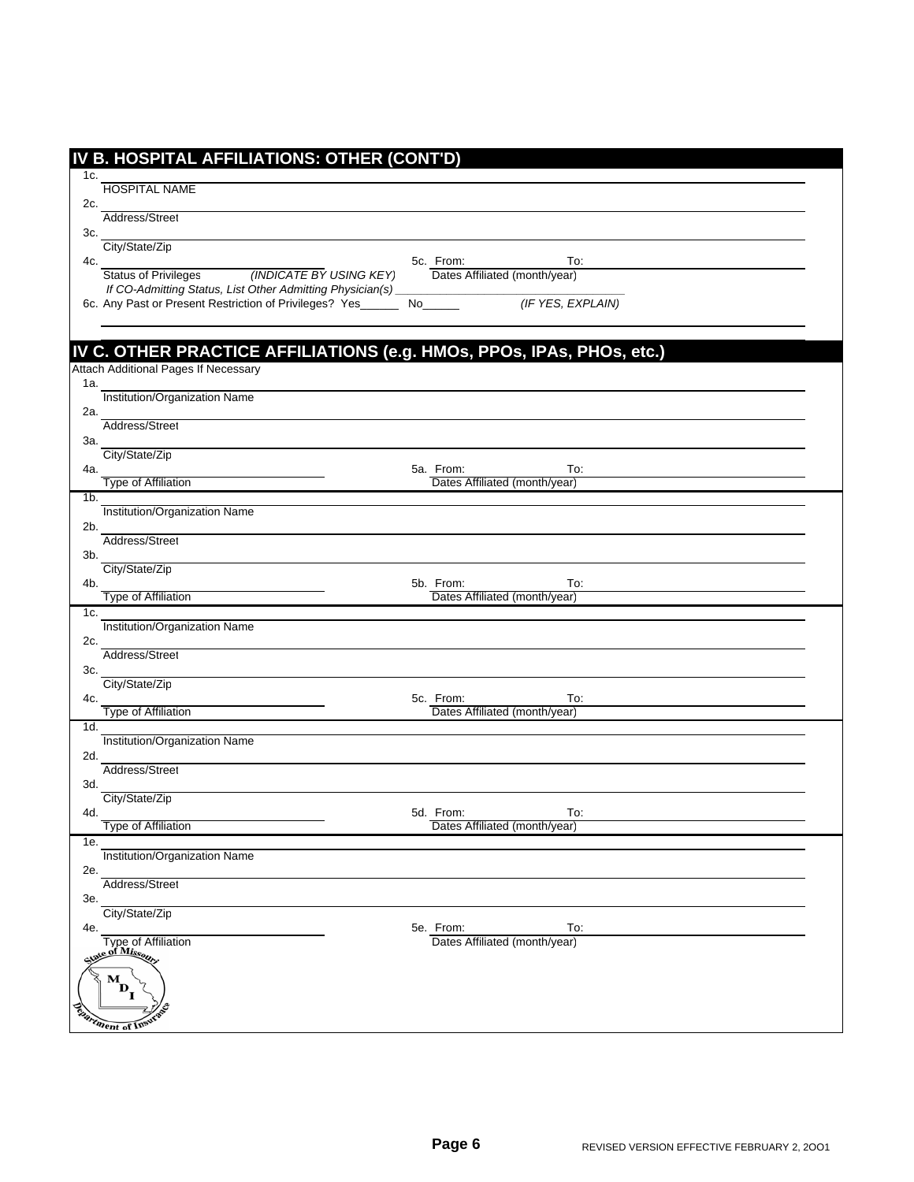## IV B. HOSPITAL AFFILIATIONS: OTHER (CONT'D)

1c. ______________________________________________
HOSPITAL NAME

2c. ______________________________________________
Address/Street

3c. ______________________________________________
City/State/Zip

4c. ____________________ 5c. From: __________ To: __________
Status of Privileges *(INDICATE BY USING KEY)* Dates Affiliated (month/year)

*If CO-Admitting Status, List Other Admitting Physician(s)* ____________________

6c. Any Past or Present Restriction of Privileges? Yes______ No______ *(IF YES, EXPLAIN)*

______________________________________________

## IV C. OTHER PRACTICE AFFILIATIONS (e.g. HMOs, PPOs, IPAs, PHOs, etc.)

Attach Additional Pages If Necessary

1a. ______________________________________________
Institution/Organization Name

2a. ______________________________________________
Address/Street

3a. ______________________________________________
City/State/Zip

4a. ____________________ 5a. From: __________ To: __________
Type of Affiliation Dates Affiliated (month/year)

1b. ______________________________________________
Institution/Organization Name

2b. ______________________________________________
Address/Street

3b. ______________________________________________
City/State/Zip

4b. ____________________ 5b. From: __________ To: __________
Type of Affiliation Dates Affiliated (month/year)

1c. ______________________________________________
Institution/Organization Name

2c. ______________________________________________
Address/Street

3c. ______________________________________________
City/State/Zip

4c. ____________________ 5c. From: __________ To: __________
Type of Affiliation Dates Affiliated (month/year)

1d. ______________________________________________
Institution/Organization Name

2d. ______________________________________________
Address/Street

3d. ______________________________________________
City/State/Zip

4d. ____________________ 5d. From: __________ To: __________
Type of Affiliation Dates Affiliated (month/year)

1e. ______________________________________________
Institution/Organization Name

2e. ______________________________________________
Address/Street

3e. ______________________________________________
City/State/Zip

4e. ____________________ 5e. From: __________ To: __________
Type of Affiliation Dates Affiliated (month/year)

State of Missouri — MDI — Department of Insurance

REVISED VERSION EFFECTIVE FEBRUARY 2, 2OO1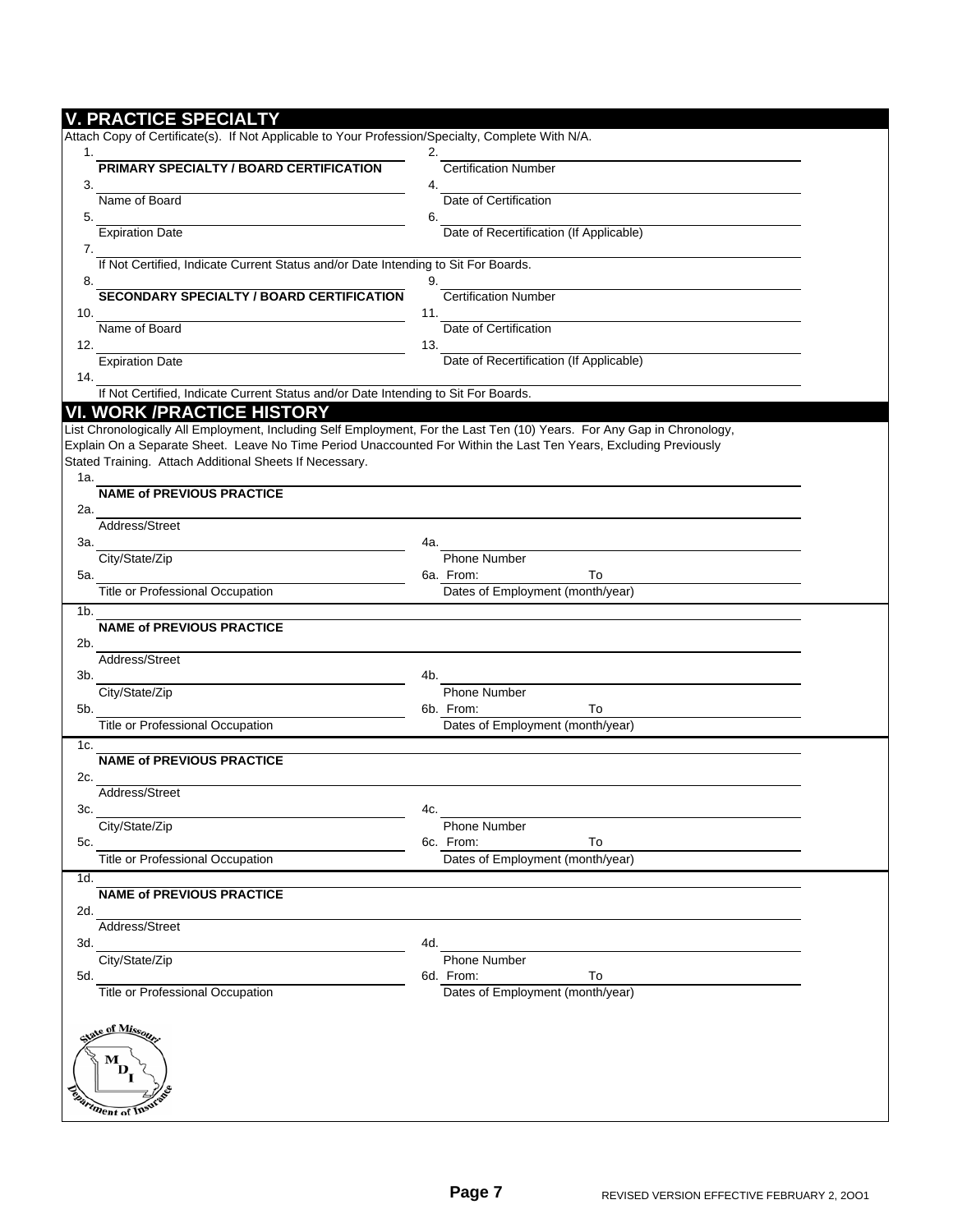## V. PRACTICE SPECIALTY

Attach Copy of Certificate(s). If Not Applicable to Your Profession/Specialty, Complete With N/A.

1. ______________________ **PRIMARY SPECIALTY / BOARD CERTIFICATION**
2. ______________________ Certification Number
3. ______________________ Name of Board
4. ______________________ Date of Certification
5. ______________________ Expiration Date
6. ______________________ Date of Recertification (If Applicable)
7. ______________________ If Not Certified, Indicate Current Status and/or Date Intending to Sit For Boards.
8. ______________________ **SECONDARY SPECIALTY / BOARD CERTIFICATION**
9. ______________________ Certification Number
10. ______________________ Name of Board
11. ______________________ Date of Certification
12. ______________________ Expiration Date
13. ______________________ Date of Recertification (If Applicable)
14. ______________________ If Not Certified, Indicate Current Status and/or Date Intending to Sit For Boards.

## VI. WORK /PRACTICE HISTORY

List Chronologically All Employment, Including Self Employment, For the Last Ten (10) Years. For Any Gap in Chronology, Explain On a Separate Sheet. Leave No Time Period Unaccounted For Within the Last Ten Years, Excluding Previously Stated Training. Attach Additional Sheets If Necessary.

1a. ______________________ **NAME of PREVIOUS PRACTICE**
2a. ______________________ Address/Street
3a. ______________________ City/State/Zip
4a. ______________________ Phone Number
5a. ______________________ Title or Professional Occupation
6a. From: __________ To __________ Dates of Employment (month/year)

1b. ______________________ **NAME of PREVIOUS PRACTICE**
2b. ______________________ Address/Street
3b. ______________________ City/State/Zip
4b. ______________________ Phone Number
5b. ______________________ Title or Professional Occupation
6b. From: __________ To __________ Dates of Employment (month/year)

1c. ______________________ **NAME of PREVIOUS PRACTICE**
2c. ______________________ Address/Street
3c. ______________________ City/State/Zip
4c. ______________________ Phone Number
5c. ______________________ Title or Professional Occupation
6c. From: __________ To __________ Dates of Employment (month/year)

1d. ______________________ **NAME of PREVIOUS PRACTICE**
2d. ______________________ Address/Street
3d. ______________________ City/State/Zip
4d. ______________________ Phone Number
5d. ______________________ Title or Professional Occupation
6d. From: __________ To __________ Dates of Employment (month/year)

State of Missouri – MDI – Department of Insurance

REVISED VERSION EFFECTIVE FEBRUARY 2, 2OO1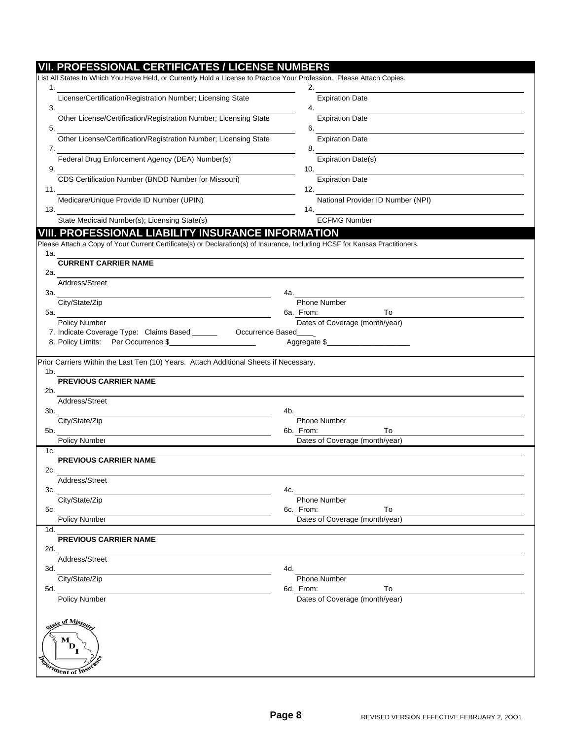## VII. PROFESSIONAL CERTIFICATES / LICENSE NUMBERS

List All States In Which You Have Held, or Currently Hold a License to Practice Your Profession. Please Attach Copies.

1. ______________________________ License/Certification/Registration Number; Licensing State
2. ______________________________ Expiration Date
3. ______________________________ Other License/Certification/Registration Number; Licensing State
4. ______________________________ Expiration Date
5. ______________________________ Other License/Certification/Registration Number; Licensing State
6. ______________________________ Expiration Date
7. ______________________________ Federal Drug Enforcement Agency (DEA) Number(s)
8. ______________________________ Expiration Date(s)
9. ______________________________ CDS Certification Number (BNDD Number for Missouri)
10. ______________________________ Expiration Date
11. ______________________________ Medicare/Unique Provide ID Number (UPIN)
12. ______________________________ National Provider ID Number (NPI)
13. ______________________________ State Medicaid Number(s); Licensing State(s)
14. ______________________________ ECFMG Number

## VIII. PROFESSIONAL LIABILITY INSURANCE INFORMATION

Please Attach a Copy of Your Current Certificate(s) or Declaration(s) of Insurance, Including HCSF for Kansas Practitioners.

1a. ______________________________ **CURRENT CARRIER NAME**

2a. ______________________________ Address/Street

3a. ______________________________ City/State/Zip

4a. ______________________________ Phone Number

5a. ______________________________ Policy Number

6a. From: __________ To __________ Dates of Coverage (month/year)

7. Indicate Coverage Type: Claims Based ______ Occurrence Based____

8. Policy Limits: Per Occurrence $____________________ Aggregate $____________________

Prior Carriers Within the Last Ten (10) Years. Attach Additional Sheets if Necessary.

1b. ______________________________ **PREVIOUS CARRIER NAME**

2b. ______________________________ Address/Street

3b. ______________________________ City/State/Zip

4b. ______________________________ Phone Number

5b. ______________________________ Policy Number

6b. From: __________ To __________ Dates of Coverage (month/year)

1c. ______________________________ **PREVIOUS CARRIER NAME**

2c. ______________________________ Address/Street

3c. ______________________________ City/State/Zip

4c. ______________________________ Phone Number

5c. ______________________________ Policy Number

6c. From: __________ To __________ Dates of Coverage (month/year)

1d. ______________________________ **PREVIOUS CARRIER NAME**

2d. ______________________________ Address/Street

3d. ______________________________ City/State/Zip

4d. ______________________________ Phone Number

5d. ______________________________ Policy Number

6d. From: __________ To __________ Dates of Coverage (month/year)

State of Missouri MDI Department of Insurance

REVISED VERSION EFFECTIVE FEBRUARY 2, 2OO1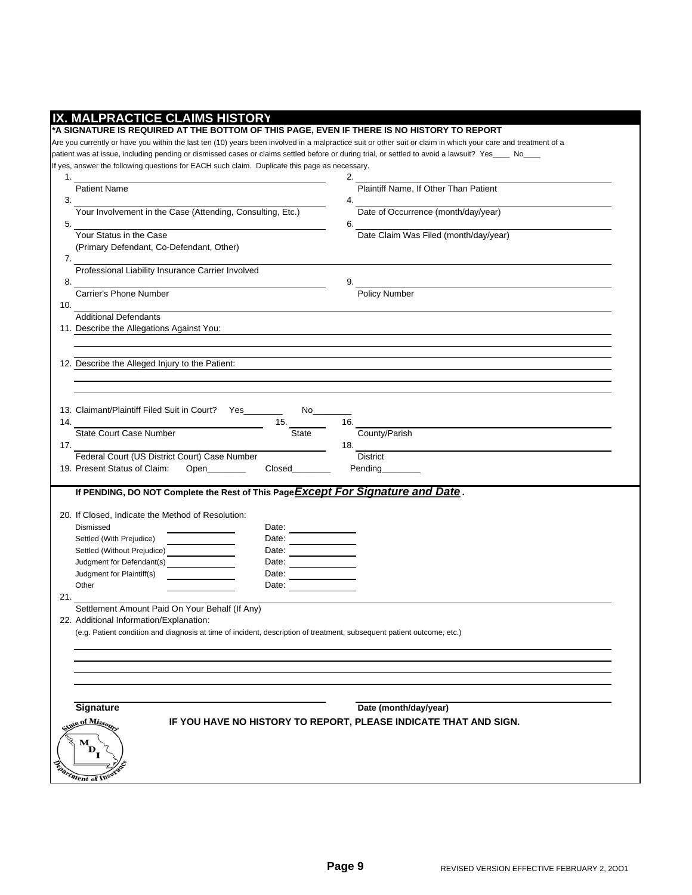## IX. MALPRACTICE CLAIMS HISTORY

**\*A SIGNATURE IS REQUIRED AT THE BOTTOM OF THIS PAGE, EVEN IF THERE IS NO HISTORY TO REPORT**

Are you currently or have you within the last ten (10) years been involved in a malpractice suit or other suit or claim in which your care and treatment of a patient was at issue, including pending or dismissed cases or claims settled before or during trial, or settled to avoid a lawsuit? Yes____ No____

If yes, answer the following questions for EACH such claim. Duplicate this page as necessary.

1. ______________________________ Patient Name
2. ______________________________ Plaintiff Name, If Other Than Patient
3. ______________________________ Your Involvement in the Case (Attending, Consulting, Etc.)
4. ______________________________ Date of Occurrence (month/day/year)
5. ______________________________ Your Status in the Case (Primary Defendant, Co-Defendant, Other)
6. ______________________________ Date Claim Was Filed (month/day/year)
7. ______________________________ Professional Liability Insurance Carrier Involved
8. ______________________________ Carrier's Phone Number
9. ______________________________ Policy Number
10. ______________________________ Additional Defendants
11. Describe the Allegations Against You: ______________________________
12. Describe the Alleged Injury to the Patient: ______________________________
13. Claimant/Plaintiff Filed Suit in Court? Yes________ No________
14. ______________________________ State Court Case Number
15. ________ State
16. ______________________________ County/Parish
17. ______________________________ Federal Court (US District Court) Case Number
18. ______________________________ District
19. Present Status of Claim: Open________ Closed________ Pending________

**If PENDING, DO NOT Complete the Rest of This Page** ***Except For Signature and Date*****.**

20. If Closed, Indicate the Method of Resolution:

| | | |
|---|---|---|
| Dismissed | ________ | Date: ________ |
| Settled (With Prejudice) | ________ | Date: ________ |
| Settled (Without Prejudice) | ________ | Date: ________ |
| Judgment for Defendant(s) | ________ | Date: ________ |
| Judgment for Plaintiff(s) | ________ | Date: ________ |
| Other | ________ | Date: ________ |

21. ______________________________ Settlement Amount Paid On Your Behalf (If Any)
22. Additional Information/Explanation:
(e.g. Patient condition and diagnosis at time of incident, description of treatment, subsequent patient outcome, etc.)

______________________________

**Signature** ______________________________ **Date (month/day/year)** ______________________________

**IF YOU HAVE NO HISTORY TO REPORT, PLEASE INDICATE THAT AND SIGN.**

State of Missouri — MDI — Department of Insurance

REVISED VERSION EFFECTIVE FEBRUARY 2, 2OO1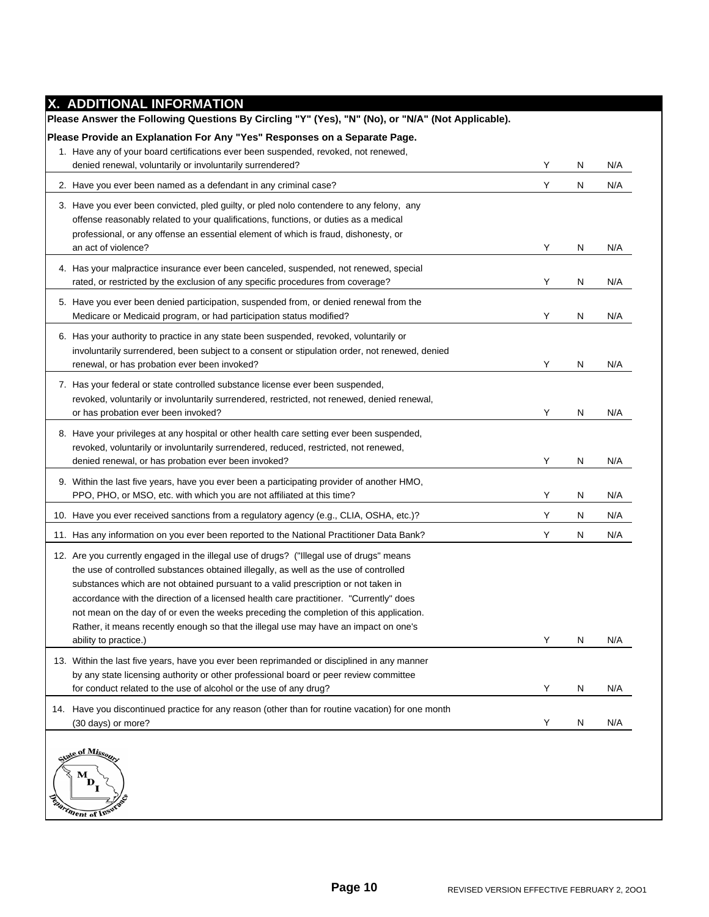## X. ADDITIONAL INFORMATION

**Please Answer the Following Questions By Circling "Y" (Yes), "N" (No), or "N/A" (Not Applicable).**

**Please Provide an Explanation For Any "Yes" Responses on a Separate Page.**

| Question | | | |
|---|---|---|---|
| 1. Have any of your board certifications ever been suspended, revoked, not renewed, denied renewal, voluntarily or involuntarily surrendered? | Y | N | N/A |
| 2. Have you ever been named as a defendant in any criminal case? | Y | N | N/A |
| 3. Have you ever been convicted, pled guilty, or pled nolo contendere to any felony, any offense reasonably related to your qualifications, functions, or duties as a medical professional, or any offense an essential element of which is fraud, dishonesty, or an act of violence? | Y | N | N/A |
| 4. Has your malpractice insurance ever been canceled, suspended, not renewed, special rated, or restricted by the exclusion of any specific procedures from coverage? | Y | N | N/A |
| 5. Have you ever been denied participation, suspended from, or denied renewal from the Medicare or Medicaid program, or had participation status modified? | Y | N | N/A |
| 6. Has your authority to practice in any state been suspended, revoked, voluntarily or involuntarily surrendered, been subject to a consent or stipulation order, not renewed, denied renewal, or has probation ever been invoked? | Y | N | N/A |
| 7. Has your federal or state controlled substance license ever been suspended, revoked, voluntarily or involuntarily surrendered, restricted, not renewed, denied renewal, or has probation ever been invoked? | Y | N | N/A |
| 8. Have your privileges at any hospital or other health care setting ever been suspended, revoked, voluntarily or involuntarily surrendered, reduced, restricted, not renewed, denied renewal, or has probation ever been invoked? | Y | N | N/A |
| 9. Within the last five years, have you ever been a participating provider of another HMO, PPO, PHO, or MSO, etc. with which you are not affiliated at this time? | Y | N | N/A |
| 10. Have you ever received sanctions from a regulatory agency (e.g., CLIA, OSHA, etc.)? | Y | N | N/A |
| 11. Has any information on you ever been reported to the National Practitioner Data Bank? | Y | N | N/A |
| 12. Are you currently engaged in the illegal use of drugs? ("Illegal use of drugs" means the use of controlled substances obtained illegally, as well as the use of controlled substances which are not obtained pursuant to a valid prescription or not taken in accordance with the direction of a licensed health care practitioner. "Currently" does not mean on the day of or even the weeks preceding the completion of this application. Rather, it means recently enough so that the illegal use may have an impact on one's ability to practice.) | Y | N | N/A |
| 13. Within the last five years, have you ever been reprimanded or disciplined in any manner by any state licensing authority or other professional board or peer review committee for conduct related to the use of alcohol or the use of any drug? | Y | N | N/A |
| 14. Have you discontinued practice for any reason (other than for routine vacation) for one month (30 days) or more? | Y | N | N/A |

State of Missouri Department of Insurance

REVISED VERSION EFFECTIVE FEBRUARY 2, 2001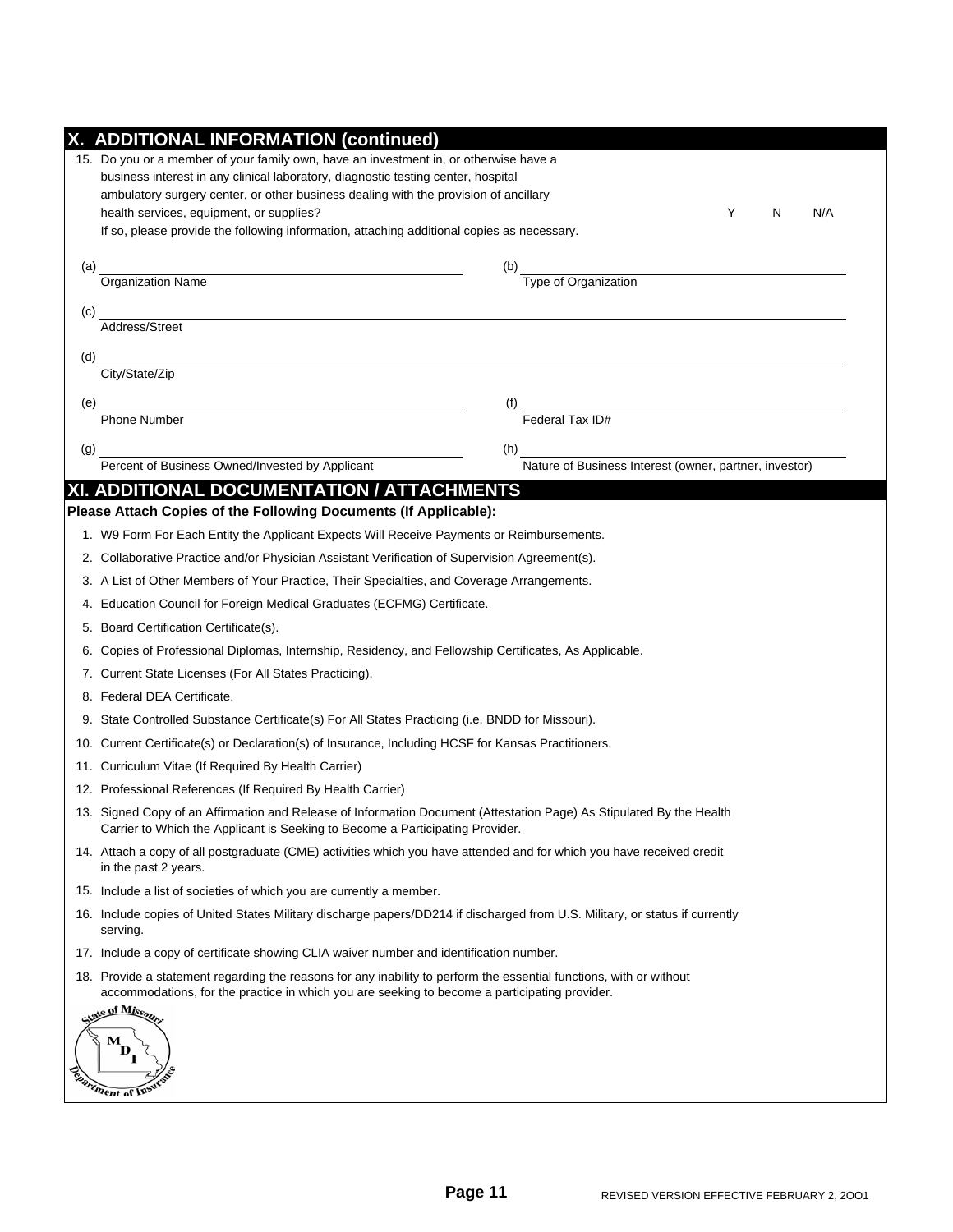## X. ADDITIONAL INFORMATION (continued)

15. Do you or a member of your family own, have an investment in, or otherwise have a business interest in any clinical laboratory, diagnostic testing center, hospital ambulatory surgery center, or other business dealing with the provision of ancillary health services, equipment, or supplies? Y N N/A

If so, please provide the following information, attaching additional copies as necessary.

(a) ______________________ Organization Name

(b) ______________________ Type of Organization

(c) ______________________ Address/Street

(d) ______________________ City/State/Zip

(e) ______________________ Phone Number

(f) ______________________ Federal Tax ID#

(g) ______________________ Percent of Business Owned/Invested by Applicant

(h) ______________________ Nature of Business Interest (owner, partner, investor)

## XI. ADDITIONAL DOCUMENTATION / ATTACHMENTS

**Please Attach Copies of the Following Documents (If Applicable):**

1. W9 Form For Each Entity the Applicant Expects Will Receive Payments or Reimbursements.
2. Collaborative Practice and/or Physician Assistant Verification of Supervision Agreement(s).
3. A List of Other Members of Your Practice, Their Specialties, and Coverage Arrangements.
4. Education Council for Foreign Medical Graduates (ECFMG) Certificate.
5. Board Certification Certificate(s).
6. Copies of Professional Diplomas, Internship, Residency, and Fellowship Certificates, As Applicable.
7. Current State Licenses (For All States Practicing).
8. Federal DEA Certificate.
9. State Controlled Substance Certificate(s) For All States Practicing (i.e. BNDD for Missouri).
10. Current Certificate(s) or Declaration(s) of Insurance, Including HCSF for Kansas Practitioners.
11. Curriculum Vitae (If Required By Health Carrier)
12. Professional References (If Required By Health Carrier)
13. Signed Copy of an Affirmation and Release of Information Document (Attestation Page) As Stipulated By the Health Carrier to Which the Applicant is Seeking to Become a Participating Provider.
14. Attach a copy of all postgraduate (CME) activities which you have attended and for which you have received credit in the past 2 years.
15. Include a list of societies of which you are currently a member.
16. Include copies of United States Military discharge papers/DD214 if discharged from U.S. Military, or status if currently serving.
17. Include a copy of certificate showing CLIA waiver number and identification number.
18. Provide a statement regarding the reasons for any inability to perform the essential functions, with or without accommodations, for the practice in which you are seeking to become a participating provider.

State of Missouri MDI Department of Insurance

REVISED VERSION EFFECTIVE FEBRUARY 2, 2OO1